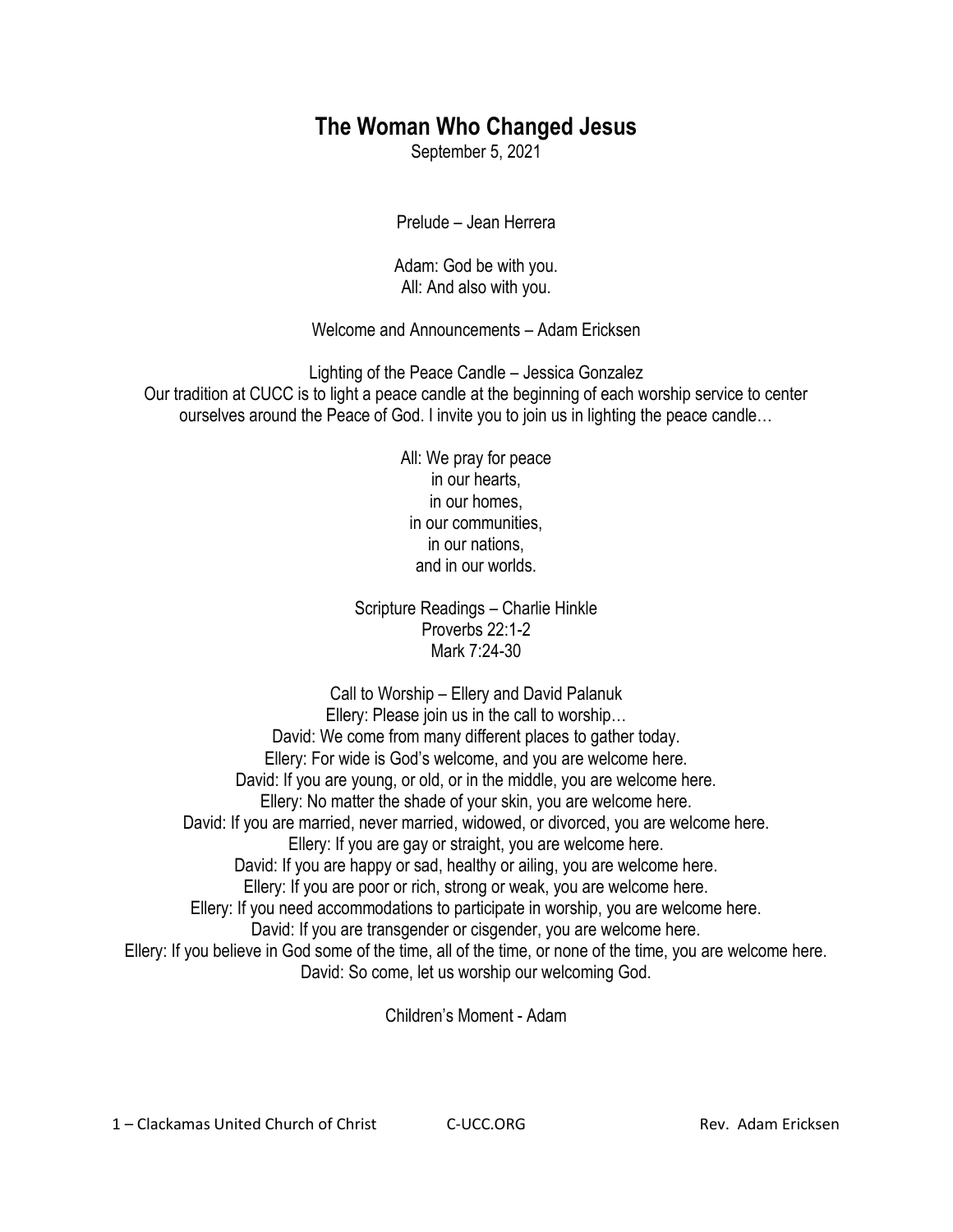# The Woman Who Changed Jesus

September 5, 2021

Prelude – Jean Herrera

Adam: God be with you.
All: And also with you.

Welcome and Announcements – Adam Ericksen

Lighting of the Peace Candle – Jessica Gonzalez
Our tradition at CUCC is to light a peace candle at the beginning of each worship service to center ourselves around the Peace of God. I invite you to join us in lighting the peace candle…

All: We pray for peace
in our hearts,
in our homes,
in our communities,
in our nations,
and in our worlds.

Scripture Readings – Charlie Hinkle
Proverbs 22:1-2
Mark 7:24-30

Call to Worship – Ellery and David Palanuk
Ellery: Please join us in the call to worship…
David: We come from many different places to gather today.
Ellery: For wide is God's welcome, and you are welcome here.
David: If you are young, or old, or in the middle, you are welcome here.
Ellery: No matter the shade of your skin, you are welcome here.
David: If you are married, never married, widowed, or divorced, you are welcome here.
Ellery: If you are gay or straight, you are welcome here.
David: If you are happy or sad, healthy or ailing, you are welcome here.
Ellery: If you are poor or rich, strong or weak, you are welcome here.
Ellery: If you need accommodations to participate in worship, you are welcome here.
David: If you are transgender or cisgender, you are welcome here.
Ellery: If you believe in God some of the time, all of the time, or none of the time, you are welcome here.
David: So come, let us worship our welcoming God.

Children's Moment - Adam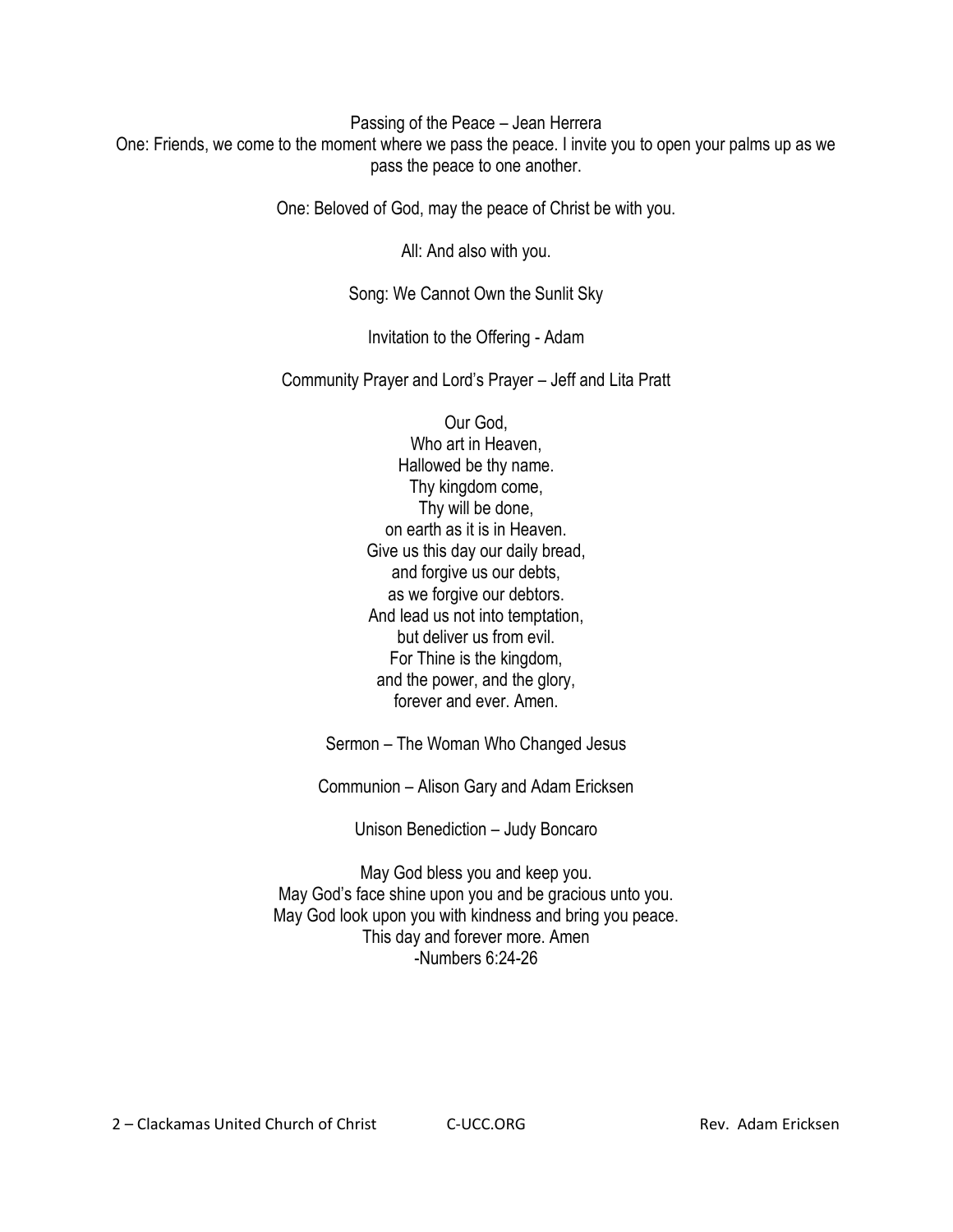Passing of the Peace – Jean Herrera

One: Friends, we come to the moment where we pass the peace. I invite you to open your palms up as we pass the peace to one another.

One: Beloved of God, may the peace of Christ be with you.

All: And also with you.

Song: We Cannot Own the Sunlit Sky

Invitation to the Offering - Adam

Community Prayer and Lord's Prayer – Jeff and Lita Pratt

Our God,  
Who art in Heaven,  
Hallowed be thy name.  
Thy kingdom come,  
Thy will be done,  
on earth as it is in Heaven.  
Give us this day our daily bread,  
and forgive us our debts,  
as we forgive our debtors.  
And lead us not into temptation,  
but deliver us from evil.  
For Thine is the kingdom,  
and the power, and the glory,  
forever and ever. Amen.

Sermon – The Woman Who Changed Jesus

Communion – Alison Gary and Adam Ericksen

Unison Benediction – Judy Boncaro

May God bless you and keep you.  
May God's face shine upon you and be gracious unto you.  
May God look upon you with kindness and bring you peace.  
This day and forever more. Amen  
-Numbers 6:24-26